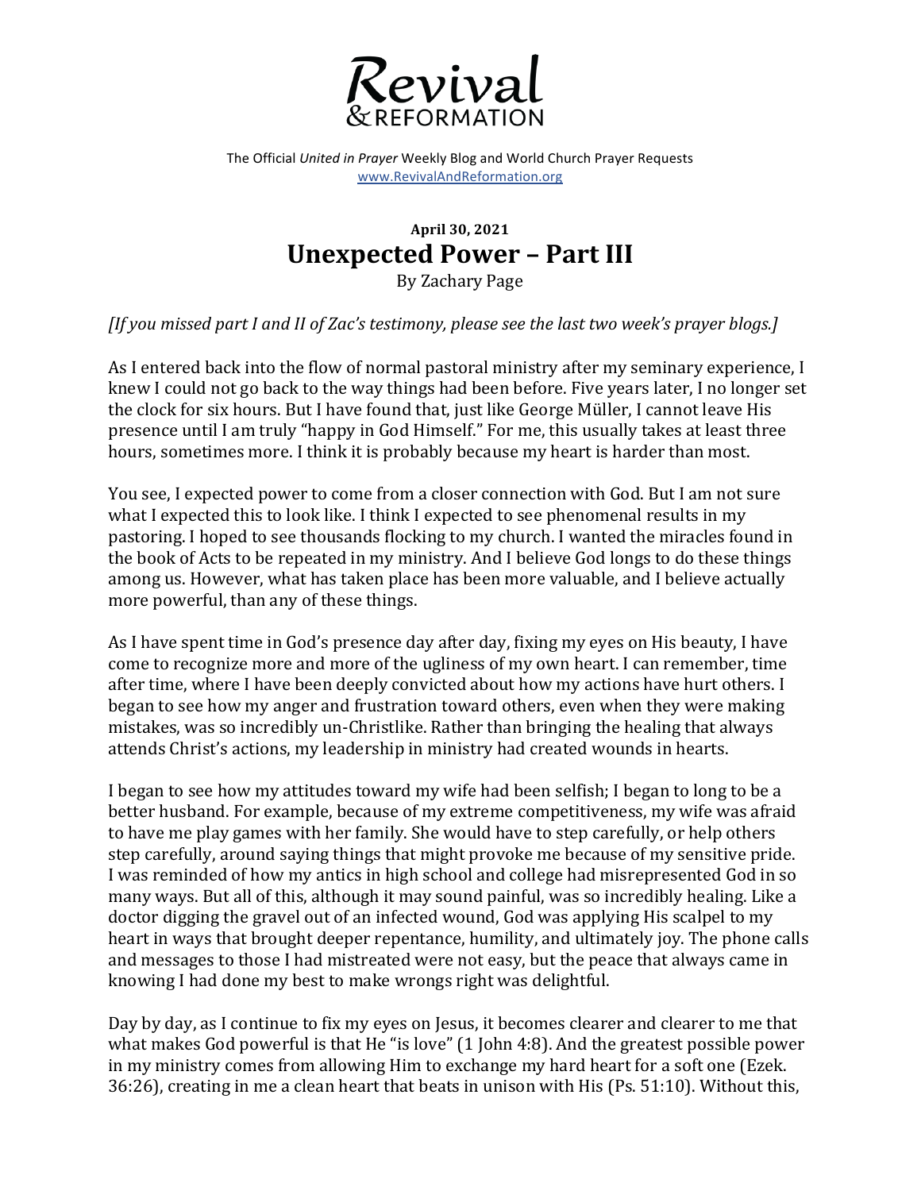# Revival & REFORMATION

The Official *United in Prayer* Weekly Blog and World Church Prayer Requests
www.RevivalAndReformation.org

**April 30, 2021**

## Unexpected Power – Part III

By Zachary Page

*[If you missed part I and II of Zac's testimony, please see the last two week's prayer blogs.]*

As I entered back into the flow of normal pastoral ministry after my seminary experience, I knew I could not go back to the way things had been before. Five years later, I no longer set the clock for six hours. But I have found that, just like George Müller, I cannot leave His presence until I am truly "happy in God Himself." For me, this usually takes at least three hours, sometimes more. I think it is probably because my heart is harder than most.

You see, I expected power to come from a closer connection with God. But I am not sure what I expected this to look like. I think I expected to see phenomenal results in my pastoring. I hoped to see thousands flocking to my church. I wanted the miracles found in the book of Acts to be repeated in my ministry. And I believe God longs to do these things among us. However, what has taken place has been more valuable, and I believe actually more powerful, than any of these things.

As I have spent time in God's presence day after day, fixing my eyes on His beauty, I have come to recognize more and more of the ugliness of my own heart. I can remember, time after time, where I have been deeply convicted about how my actions have hurt others. I began to see how my anger and frustration toward others, even when they were making mistakes, was so incredibly un-Christlike. Rather than bringing the healing that always attends Christ's actions, my leadership in ministry had created wounds in hearts.

I began to see how my attitudes toward my wife had been selfish; I began to long to be a better husband. For example, because of my extreme competitiveness, my wife was afraid to have me play games with her family. She would have to step carefully, or help others step carefully, around saying things that might provoke me because of my sensitive pride. I was reminded of how my antics in high school and college had misrepresented God in so many ways. But all of this, although it may sound painful, was so incredibly healing. Like a doctor digging the gravel out of an infected wound, God was applying His scalpel to my heart in ways that brought deeper repentance, humility, and ultimately joy. The phone calls and messages to those I had mistreated were not easy, but the peace that always came in knowing I had done my best to make wrongs right was delightful.

Day by day, as I continue to fix my eyes on Jesus, it becomes clearer and clearer to me that what makes God powerful is that He "is love" (1 John 4:8). And the greatest possible power in my ministry comes from allowing Him to exchange my hard heart for a soft one (Ezek. 36:26), creating in me a clean heart that beats in unison with His (Ps. 51:10). Without this,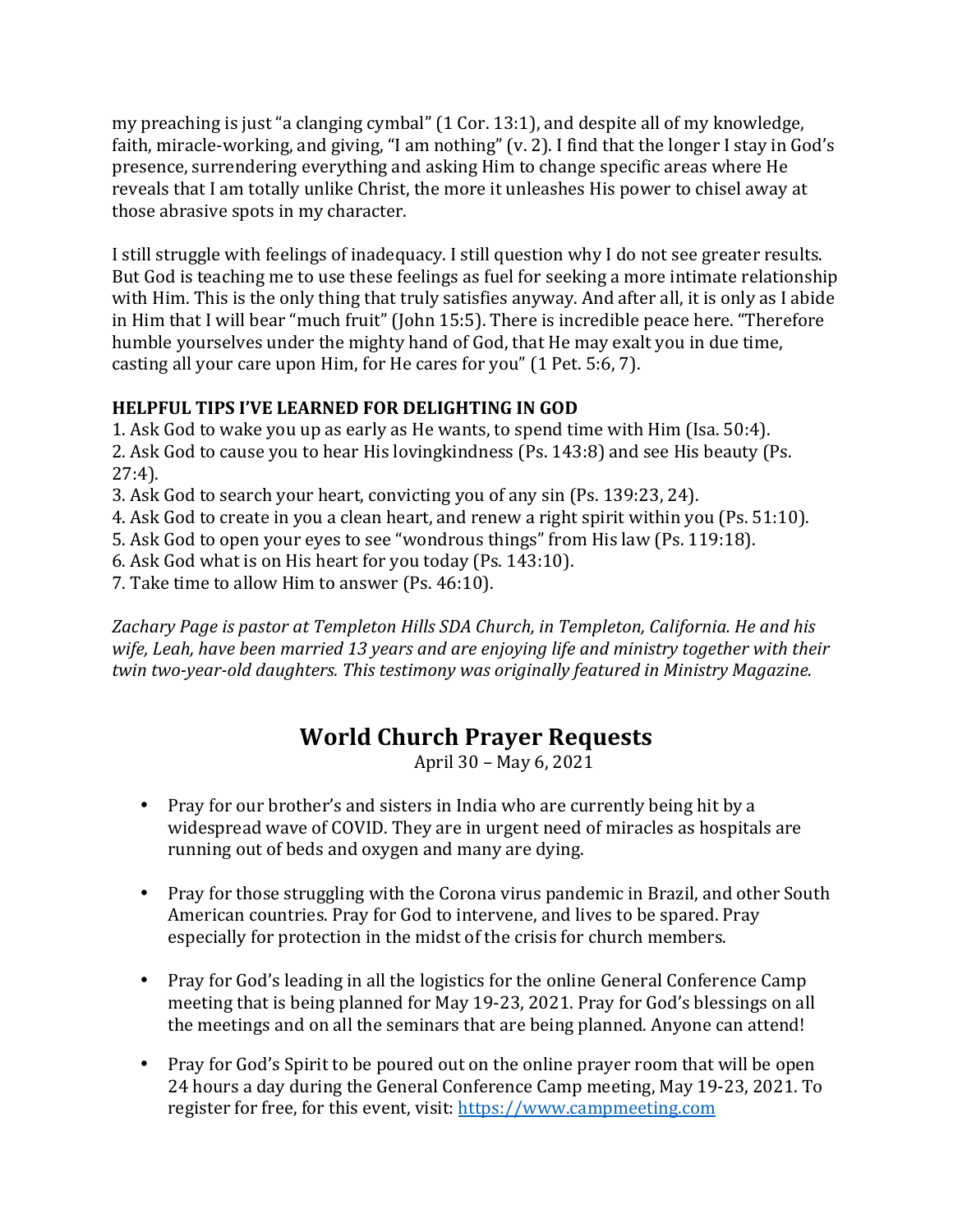my preaching is just "a clanging cymbal" (1 Cor. 13:1), and despite all of my knowledge, faith, miracle-working, and giving, "I am nothing" (v. 2). I find that the longer I stay in God's presence, surrendering everything and asking Him to change specific areas where He reveals that I am totally unlike Christ, the more it unleashes His power to chisel away at those abrasive spots in my character.

I still struggle with feelings of inadequacy. I still question why I do not see greater results. But God is teaching me to use these feelings as fuel for seeking a more intimate relationship with Him. This is the only thing that truly satisfies anyway. And after all, it is only as I abide in Him that I will bear "much fruit" (John 15:5). There is incredible peace here. "Therefore humble yourselves under the mighty hand of God, that He may exalt you in due time, casting all your care upon Him, for He cares for you" (1 Pet. 5:6, 7).

**HELPFUL TIPS I'VE LEARNED FOR DELIGHTING IN GOD**

1. Ask God to wake you up as early as He wants, to spend time with Him (Isa. 50:4).
2. Ask God to cause you to hear His lovingkindness (Ps. 143:8) and see His beauty (Ps. 27:4).
3. Ask God to search your heart, convicting you of any sin (Ps. 139:23, 24).
4. Ask God to create in you a clean heart, and renew a right spirit within you (Ps. 51:10).
5. Ask God to open your eyes to see "wondrous things" from His law (Ps. 119:18).
6. Ask God what is on His heart for you today (Ps. 143:10).
7. Take time to allow Him to answer (Ps. 46:10).

*Zachary Page is pastor at Templeton Hills SDA Church, in Templeton, California. He and his wife, Leah, have been married 13 years and are enjoying life and ministry together with their twin two-year-old daughters. This testimony was originally featured in Ministry Magazine.*

## World Church Prayer Requests

April 30 – May 6, 2021

- Pray for our brother's and sisters in India who are currently being hit by a widespread wave of COVID. They are in urgent need of miracles as hospitals are running out of beds and oxygen and many are dying.

- Pray for those struggling with the Corona virus pandemic in Brazil, and other South American countries. Pray for God to intervene, and lives to be spared. Pray especially for protection in the midst of the crisis for church members.

- Pray for God's leading in all the logistics for the online General Conference Camp meeting that is being planned for May 19-23, 2021. Pray for God's blessings on all the meetings and on all the seminars that are being planned. Anyone can attend!

- Pray for God's Spirit to be poured out on the online prayer room that will be open 24 hours a day during the General Conference Camp meeting, May 19-23, 2021. To register for free, for this event, visit: https://www.campmeeting.com